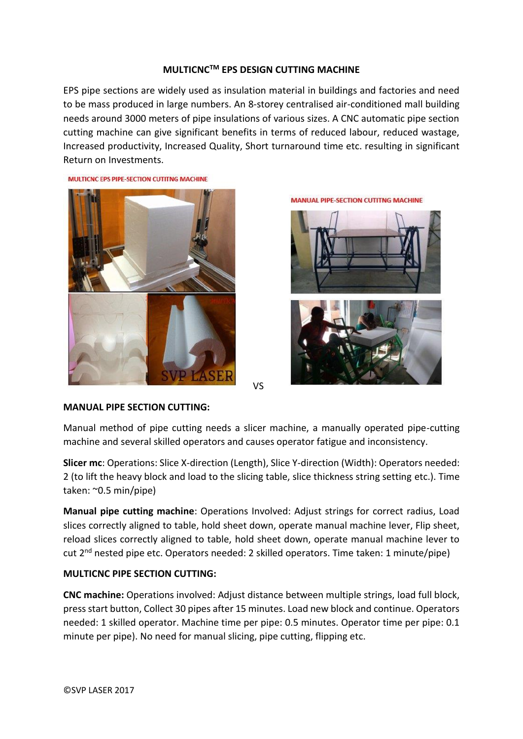# MULTICNC™ EPS DESIGN CUTTING MACHINE

EPS pipe sections are widely used as insulation material in buildings and factories and need to be mass produced in large numbers. An 8-storey centralised air-conditioned mall building needs around 3000 meters of pipe insulations of various sizes. A CNC automatic pipe section cutting machine can give significant benefits in terms of reduced labour, reduced wastage, Increased productivity, Increased Quality, Short turnaround time etc. resulting in significant Return on Investments.

MULTICNC EPS PIPE-SECTION CUTITNG MACHINE

MANUAL PIPE-SECTION CUTITNG MACHINE

VS

## MANUAL PIPE SECTION CUTTING:

Manual method of pipe cutting needs a slicer machine, a manually operated pipe-cutting machine and several skilled operators and causes operator fatigue and inconsistency.

**Slicer mc**: Operations: Slice X-direction (Length), Slice Y-direction (Width): Operators needed: 2 (to lift the heavy block and load to the slicing table, slice thickness string setting etc.). Time taken: ~0.5 min/pipe)

**Manual pipe cutting machine**: Operations Involved: Adjust strings for correct radius, Load slices correctly aligned to table, hold sheet down, operate manual machine lever, Flip sheet, reload slices correctly aligned to table, hold sheet down, operate manual machine lever to cut 2nd nested pipe etc. Operators needed: 2 skilled operators. Time taken: 1 minute/pipe)

## MULTICNC PIPE SECTION CUTTING:

**CNC machine:** Operations involved: Adjust distance between multiple strings, load full block, press start button, Collect 30 pipes after 15 minutes. Load new block and continue. Operators needed: 1 skilled operator. Machine time per pipe: 0.5 minutes. Operator time per pipe: 0.1 minute per pipe). No need for manual slicing, pipe cutting, flipping etc.

©SVP LASER 2017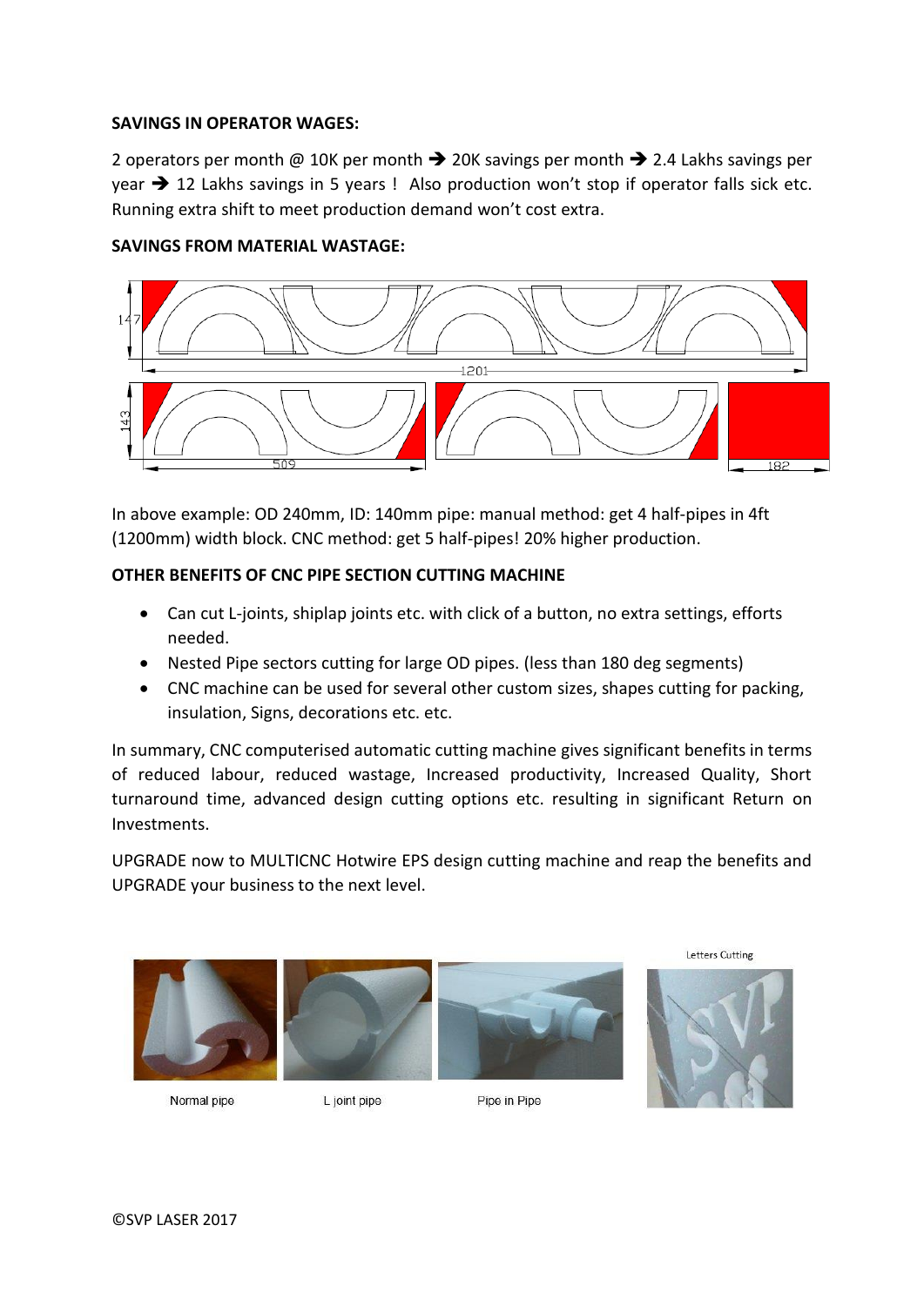**SAVINGS IN OPERATOR WAGES:**

2 operators per month @ 10K per month ➔ 20K savings per month ➔ 2.4 Lakhs savings per year ➔ 12 Lakhs savings in 5 years ! Also production won't stop if operator falls sick etc. Running extra shift to meet production demand won't cost extra.

**SAVINGS FROM MATERIAL WASTAGE:**

147

1201

143

509

182

In above example: OD 240mm, ID: 140mm pipe: manual method: get 4 half-pipes in 4ft (1200mm) width block. CNC method: get 5 half-pipes! 20% higher production.

**OTHER BENEFITS OF CNC PIPE SECTION CUTTING MACHINE**

- Can cut L-joints, shiplap joints etc. with click of a button, no extra settings, efforts needed.
- Nested Pipe sectors cutting for large OD pipes. (less than 180 deg segments)
- CNC machine can be used for several other custom sizes, shapes cutting for packing, insulation, Signs, decorations etc. etc.

In summary, CNC computerised automatic cutting machine gives significant benefits in terms of reduced labour, reduced wastage, Increased productivity, Increased Quality, Short turnaround time, advanced design cutting options etc. resulting in significant Return on Investments.

UPGRADE now to MULTICNC Hotwire EPS design cutting machine and reap the benefits and UPGRADE your business to the next level.

Normal pipe

L joint pipe

Pipe in Pipe

Letters Cutting

©SVP LASER 2017